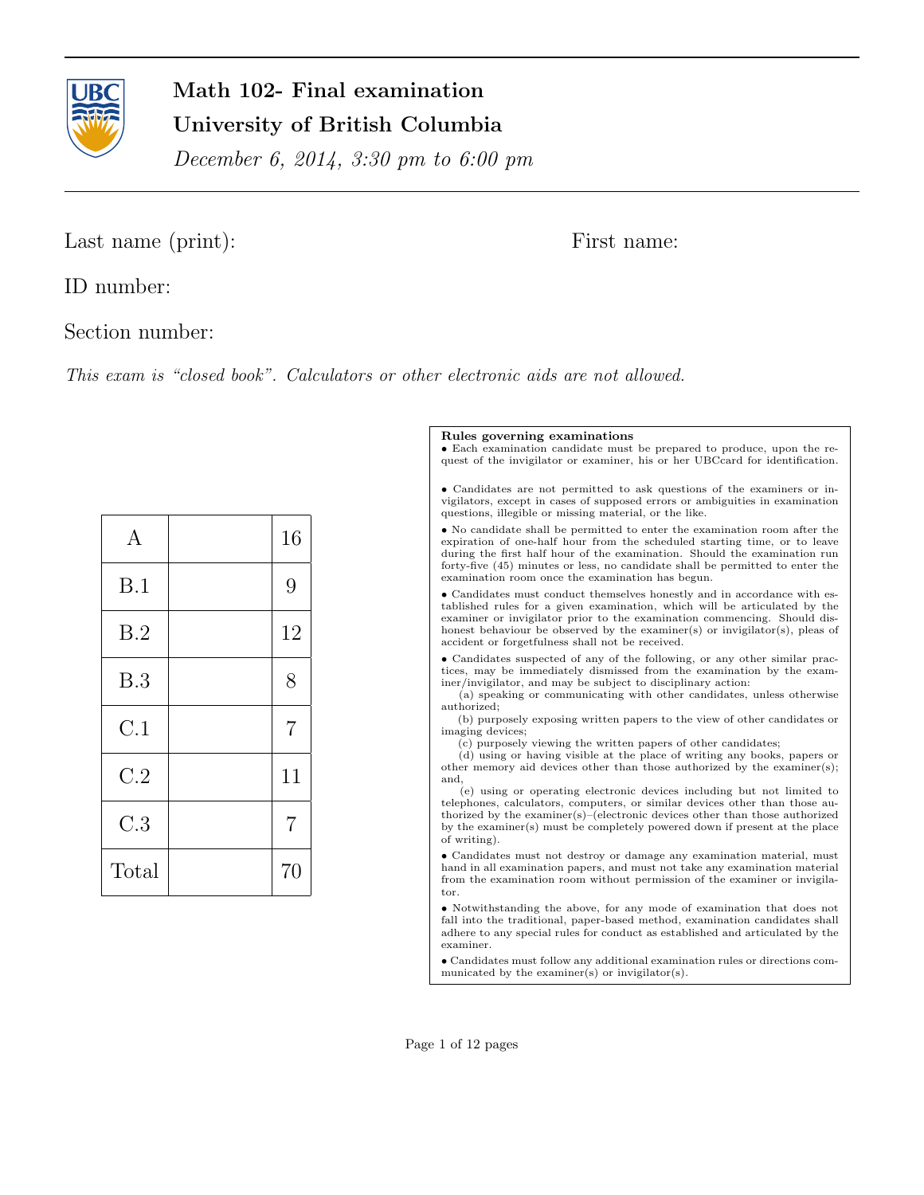# Math 102- Final examination

## University of British Columbia

*December 6, 2014, 3:30 pm to 6:00 pm*

Last name (print): First name:

ID number:

Section number:

*This exam is "closed book". Calculators or other electronic aids are not allowed.*

| | | |
|---|---|---|
| A | | 16 |
| B.1 | | 9 |
| B.2 | | 12 |
| B.3 | | 8 |
| C.1 | | 7 |
| C.2 | | 11 |
| C.3 | | 7 |
| Total | | 70 |

**Rules governing examinations**

- Each examination candidate must be prepared to produce, upon the request of the invigilator or examiner, his or her UBCcard for identification.
- Candidates are not permitted to ask questions of the examiners or invigilators, except in cases of supposed errors or ambiguities in examination questions, illegible or missing material, or the like.
- No candidate shall be permitted to enter the examination room after the expiration of one-half hour from the scheduled starting time, or to leave during the first half hour of the examination. Should the examination run forty-five (45) minutes or less, no candidate shall be permitted to enter the examination room once the examination has begun.
- Candidates must conduct themselves honestly and in accordance with established rules for a given examination, which will be articulated by the examiner or invigilator prior to the examination commencing. Should dishonest behaviour be observed by the examiner(s) or invigilator(s), pleas of accident or forgetfulness shall not be received.
- Candidates suspected of any of the following, or any other similar practices, may be immediately dismissed from the examination by the examiner/invigilator, and may be subject to disciplinary action:
  (a) speaking or communicating with other candidates, unless otherwise authorized;
  (b) purposely exposing written papers to the view of other candidates or imaging devices;
  (c) purposely viewing the written papers of other candidates;
  (d) using or having visible at the place of writing any books, papers or other memory aid devices other than those authorized by the examiner(s); and,
  (e) using or operating electronic devices including but not limited to telephones, calculators, computers, or similar devices other than those authorized by the examiner(s)–(electronic devices other than those authorized by the examiner(s) must be completely powered down if present at the place of writing).
- Candidates must not destroy or damage any examination material, must hand in all examination papers, and must not take any examination material from the examination room without permission of the examiner or invigilator.
- Notwithstanding the above, for any mode of examination that does not fall into the traditional, paper-based method, examination candidates shall adhere to any special rules for conduct as established and articulated by the examiner.
- Candidates must follow any additional examination rules or directions communicated by the examiner(s) or invigilator(s).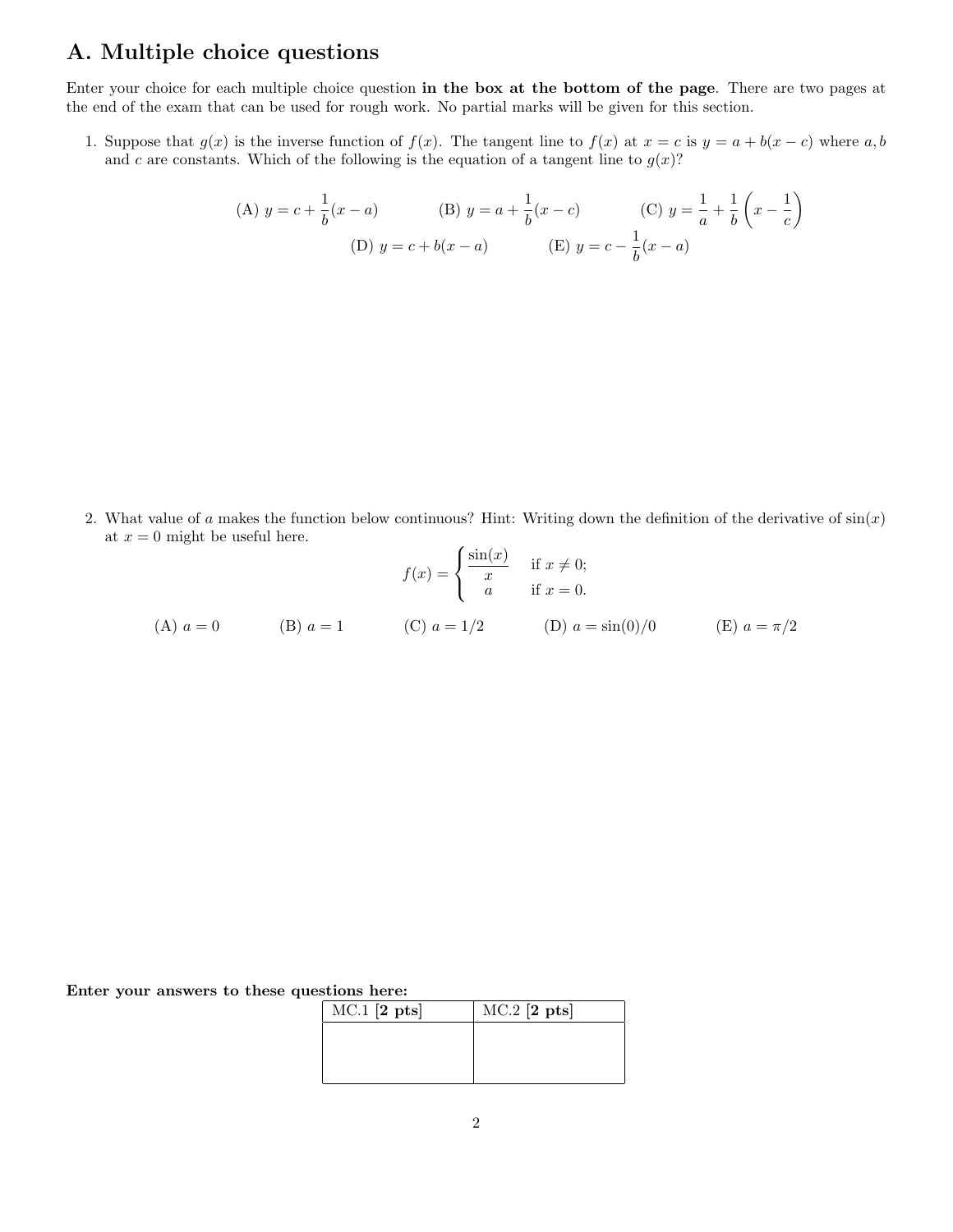## A. Multiple choice questions

Enter your choice for each multiple choice question **in the box at the bottom of the page**. There are two pages at the end of the exam that can be used for rough work. No partial marks will be given for this section.

1. Suppose that $g(x)$ is the inverse function of $f(x)$. The tangent line to $f(x)$ at $x = c$ is $y = a + b(x - c)$ where $a, b$ and $c$ are constants. Which of the following is the equation of a tangent line to $g(x)$?

   (A) $y = c + \frac{1}{b}(x - a)$   (B) $y = a + \frac{1}{b}(x - c)$   (C) $y = \frac{1}{a} + \frac{1}{b}\left(x - \frac{1}{c}\right)$

   (D) $y = c + b(x - a)$   (E) $y = c - \frac{1}{b}(x - a)$

2. What value of $a$ makes the function below continuous? Hint: Writing down the definition of the derivative of $\sin(x)$ at $x = 0$ might be useful here.

$$f(x) = \begin{cases} \dfrac{\sin(x)}{x} & \text{if } x \neq 0; \\ a & \text{if } x = 0. \end{cases}$$

   (A) $a = 0$   (B) $a = 1$   (C) $a = 1/2$   (D) $a = \sin(0)/0$   (E) $a = \pi/2$

**Enter your answers to these questions here:**

| MC.1 [**2 pts**] | MC.2 [**2 pts**] |
|---|---|
| | |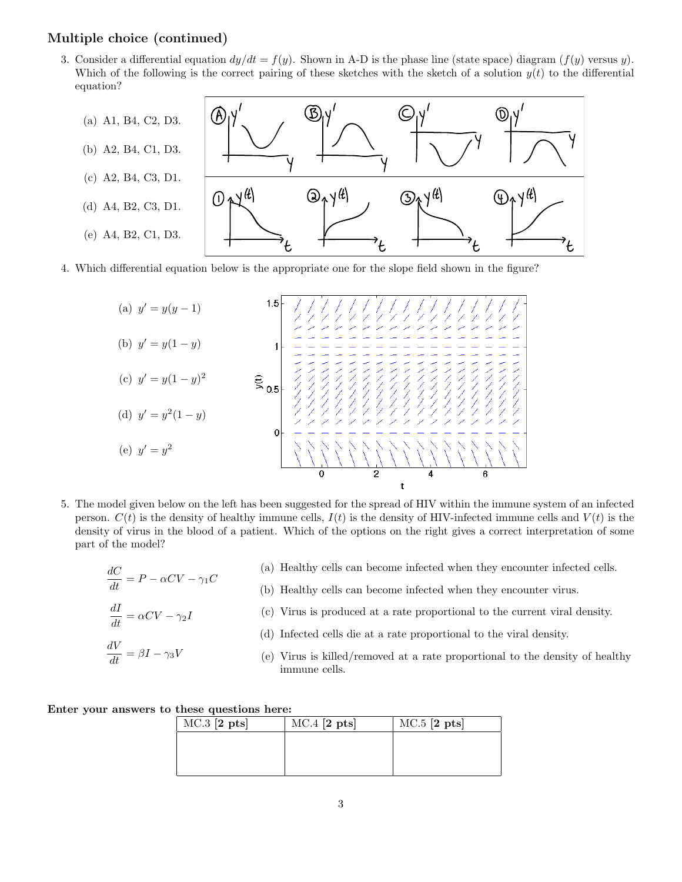## Multiple choice (continued)

3. Consider a differential equation $dy/dt = f(y)$. Shown in A-D is the phase line (state space) diagram ($f(y)$ versus $y$). Which of the following is the correct pairing of these sketches with the sketch of a solution $y(t)$ to the differential equation?

   (a) A1, B4, C2, D3.

   (b) A2, B4, C1, D3.

   (c) A2, B4, C3, D1.

   (d) A4, B2, C3, D1.

   (e) A4, B2, C1, D3.

4. Which differential equation below is the appropriate one for the slope field shown in the figure?

   (a) $y' = y(y-1)$

   (b) $y' = y(1-y)$

   (c) $y' = y(1-y)^2$

   (d) $y' = y^2(1-y)$

   (e) $y' = y^2$

5. The model given below on the left has been suggested for the spread of HIV within the immune system of an infected person. $C(t)$ is the density of healthy immune cells, $I(t)$ is the density of HIV-infected immune cells and $V(t)$ is the density of virus in the blood of a patient. Which of the options on the right gives a correct interpretation of some part of the model?

$$\frac{dC}{dt} = P - \alpha CV - \gamma_1 C$$

$$\frac{dI}{dt} = \alpha CV - \gamma_2 I$$

$$\frac{dV}{dt} = \beta I - \gamma_3 V$$

   (a) Healthy cells can become infected when they encounter infected cells.

   (b) Healthy cells can become infected when they encounter virus.

   (c) Virus is produced at a rate proportional to the current viral density.

   (d) Infected cells die at a rate proportional to the viral density.

   (e) Virus is killed/removed at a rate proportional to the density of healthy immune cells.

**Enter your answers to these questions here:**

| MC.3 [**2 pts**] | MC.4 [**2 pts**] | MC.5 [**2 pts**] |
|---|---|---|
| | | |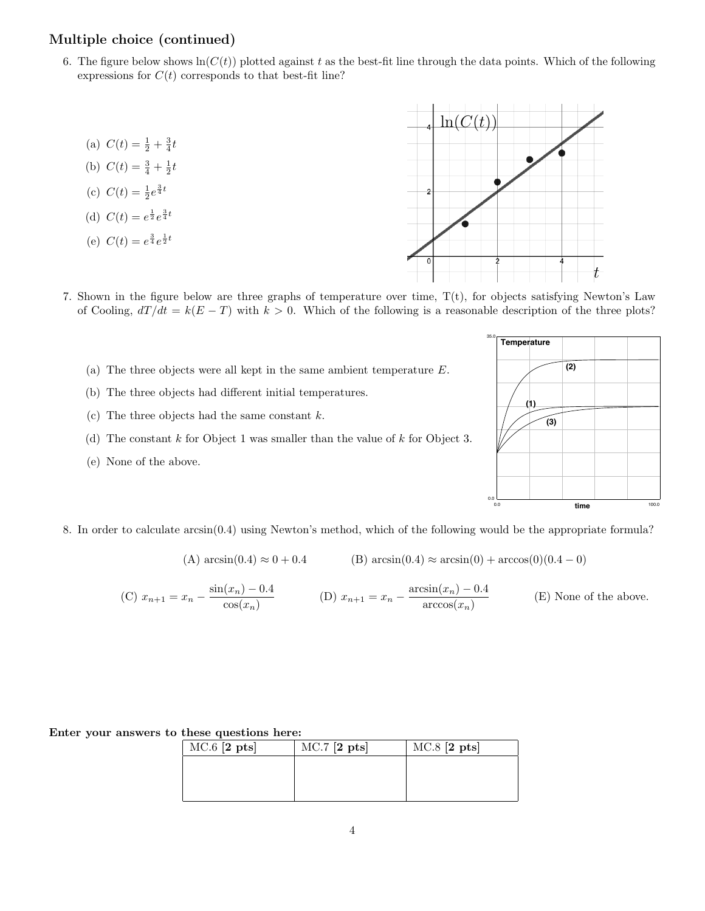## Multiple choice (continued)

6. The figure below shows $\ln(C(t))$ plotted against $t$ as the best-fit line through the data points. Which of the following expressions for $C(t)$ corresponds to that best-fit line?

   (a) $C(t) = \frac{1}{2} + \frac{3}{4}t$

   (b) $C(t) = \frac{3}{4} + \frac{1}{2}t$

   (c) $C(t) = \frac{1}{2}e^{\frac{3}{4}t}$

   (d) $C(t) = e^{\frac{1}{2}}e^{\frac{3}{4}t}$

   (e) $C(t) = e^{\frac{3}{4}}e^{\frac{1}{2}t}$

7. Shown in the figure below are three graphs of temperature over time, T(t), for objects satisfying Newton's Law of Cooling, $dT/dt = k(E - T)$ with $k > 0$. Which of the following is a reasonable description of the three plots?

   (a) The three objects were all kept in the same ambient temperature $E$.

   (b) The three objects had different initial temperatures.

   (c) The three objects had the same constant $k$.

   (d) The constant $k$ for Object 1 was smaller than the value of $k$ for Object 3.

   (e) None of the above.

8. In order to calculate $\arcsin(0.4)$ using Newton's method, which of the following would be the appropriate formula?

   (A) $\arcsin(0.4) \approx 0 + 0.4$

   (B) $\arcsin(0.4) \approx \arcsin(0) + \arccos(0)(0.4 - 0)$

   (C) $x_{n+1} = x_n - \dfrac{\sin(x_n) - 0.4}{\cos(x_n)}$

   (D) $x_{n+1} = x_n - \dfrac{\arcsin(x_n) - 0.4}{\arccos(x_n)}$

   (E) None of the above.

**Enter your answers to these questions here:**

| MC.6 [**2 pts**] | MC.7 [**2 pts**] | MC.8 [**2 pts**] |
| --- | --- | --- |
| | | |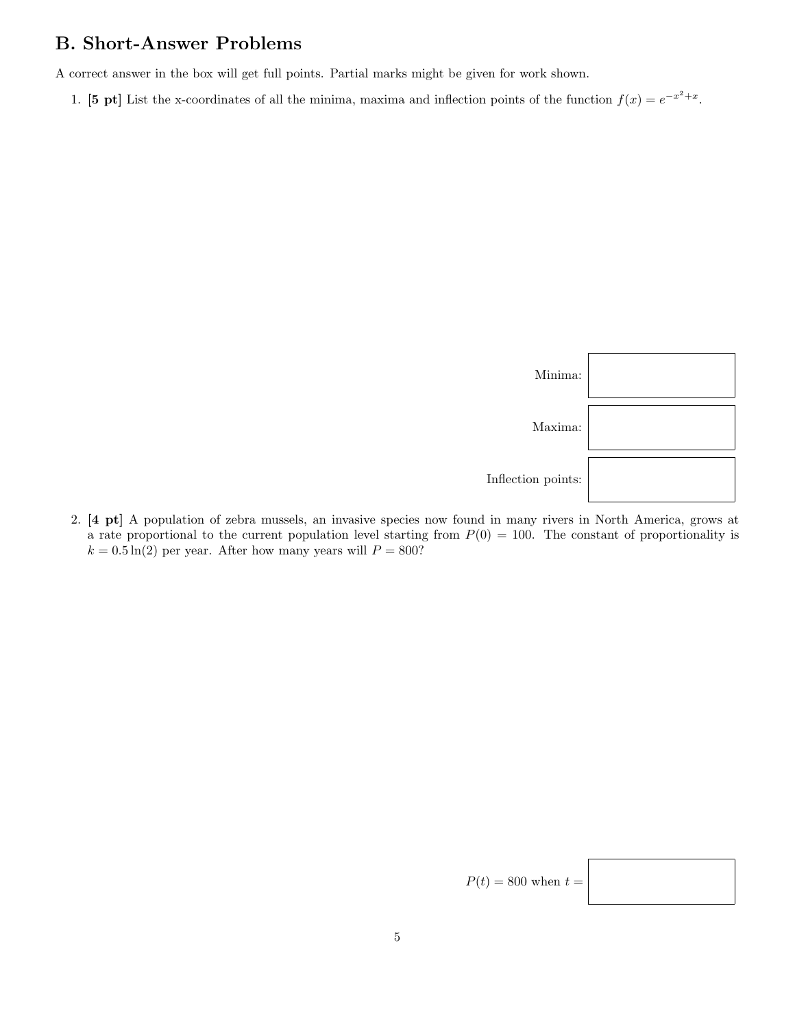## B. Short-Answer Problems

A correct answer in the box will get full points. Partial marks might be given for work shown.

1. **[5 pt]** List the x-coordinates of all the minima, maxima and inflection points of the function $f(x) = e^{-x^2+x}$.

Minima:

Maxima:

Inflection points:

2. **[4 pt]** A population of zebra mussels, an invasive species now found in many rivers in North America, grows at a rate proportional to the current population level starting from $P(0) = 100$. The constant of proportionality is $k = 0.5\ln(2)$ per year. After how many years will $P = 800$?

$P(t) = 800$ when $t =$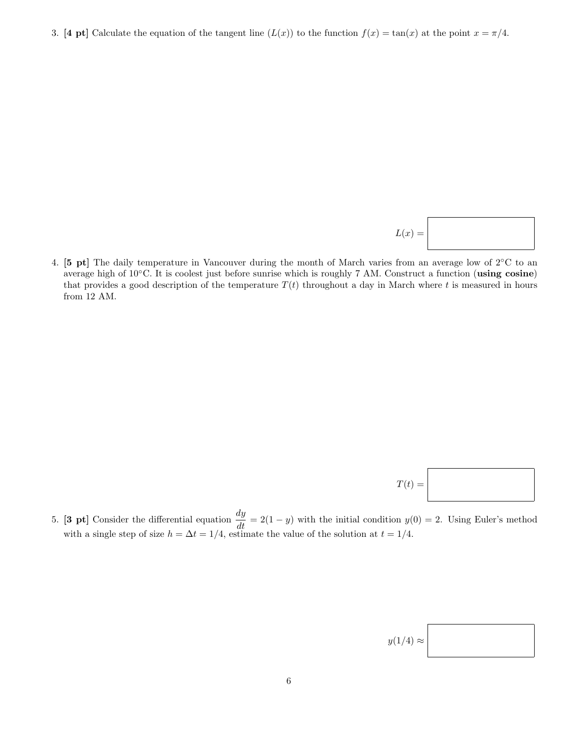3. **[4 pt]** Calculate the equation of the tangent line ($L(x)$) to the function $f(x) = \tan(x)$ at the point $x = \pi/4$.

$L(x) =$ ____________

4. **[5 pt]** The daily temperature in Vancouver during the month of March varies from an average low of 2°C to an average high of 10°C. It is coolest just before sunrise which is roughly 7 AM. Construct a function (**using cosine**) that provides a good description of the temperature $T(t)$ throughout a day in March where $t$ is measured in hours from 12 AM.

$T(t) =$ ____________

5. **[3 pt]** Consider the differential equation $\dfrac{dy}{dt} = 2(1 - y)$ with the initial condition $y(0) = 2$. Using Euler's method with a single step of size $h = \Delta t = 1/4$, estimate the value of the solution at $t = 1/4$.

$y(1/4) \approx$ ____________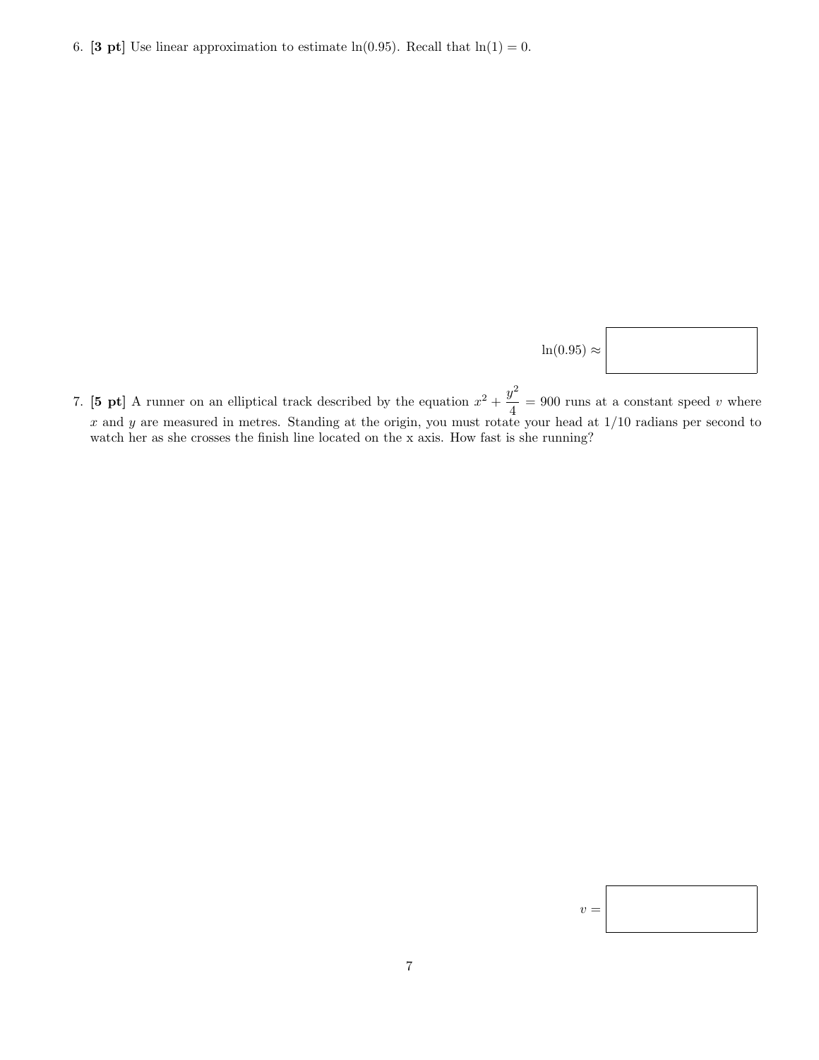6. **[3 pt]** Use linear approximation to estimate $\ln(0.95)$. Recall that $\ln(1) = 0$.

$\ln(0.95) \approx$ ____________

7. **[5 pt]** A runner on an elliptical track described by the equation $x^2 + \dfrac{y^2}{4} = 900$ runs at a constant speed $v$ where $x$ and $y$ are measured in metres. Standing at the origin, you must rotate your head at $1/10$ radians per second to watch her as she crosses the finish line located on the x axis. How fast is she running?

$v =$ ____________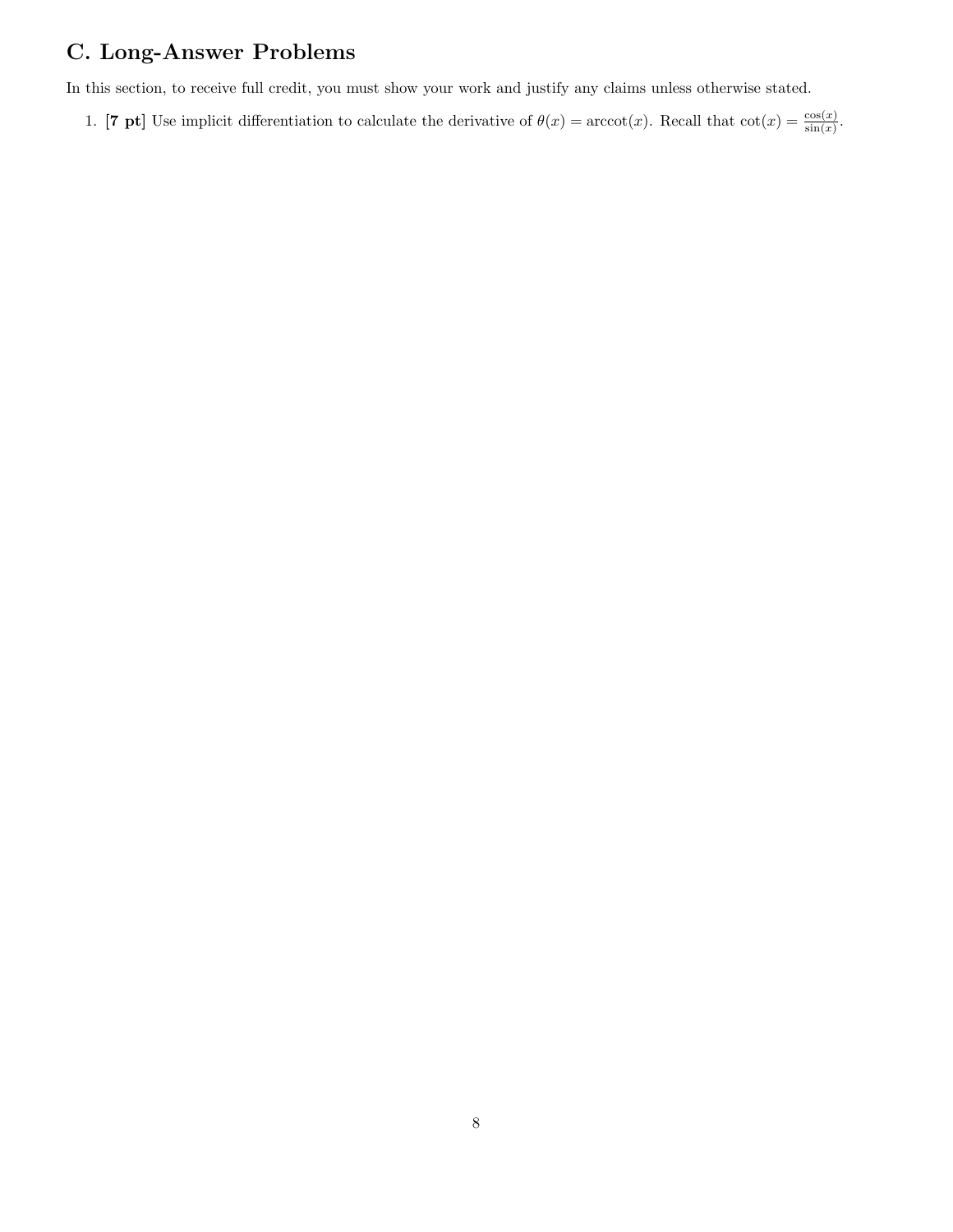## C. Long-Answer Problems

In this section, to receive full credit, you must show your work and justify any claims unless otherwise stated.

1. **[7 pt]** Use implicit differentiation to calculate the derivative of $\theta(x) = \operatorname{arccot}(x)$. Recall that $\cot(x) = \frac{\cos(x)}{\sin(x)}$.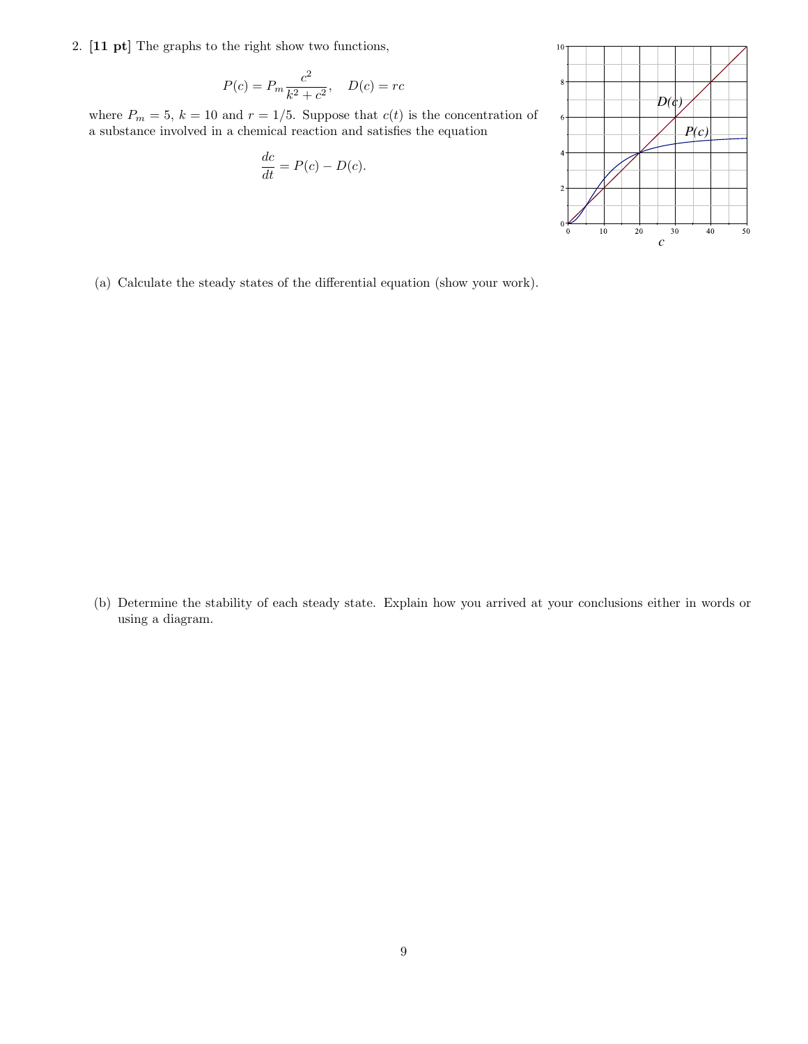2. **[11 pt]** The graphs to the right show two functions,

$$P(c) = P_m \frac{c^2}{k^2 + c^2}, \quad D(c) = rc$$

where $P_m = 5$, $k = 10$ and $r = 1/5$. Suppose that $c(t)$ is the concentration of a substance involved in a chemical reaction and satisfies the equation

$$\frac{dc}{dt} = P(c) - D(c).$$

(a) Calculate the steady states of the differential equation (show your work).

(b) Determine the stability of each steady state. Explain how you arrived at your conclusions either in words or using a diagram.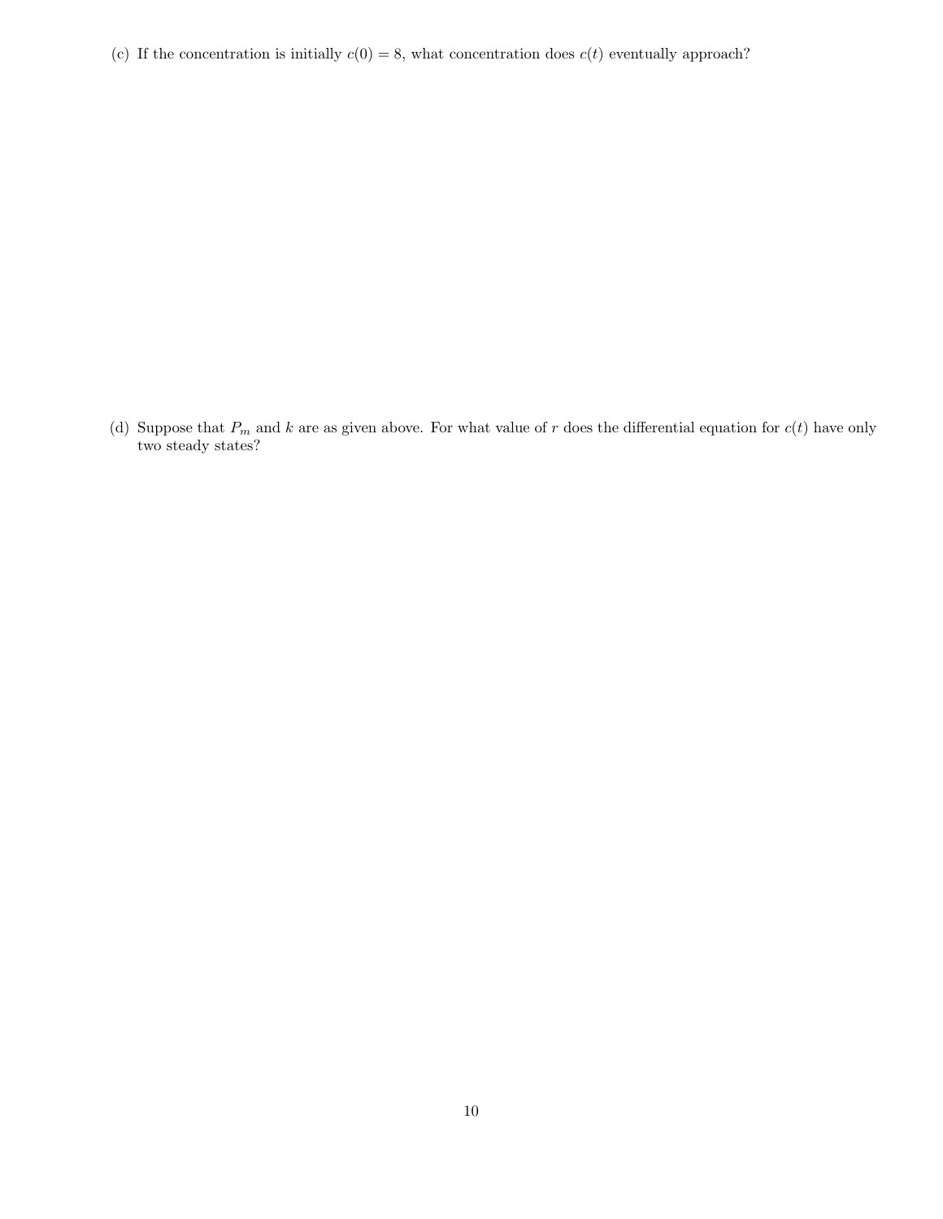(c) If the concentration is initially $c(0) = 8$, what concentration does $c(t)$ eventually approach?

(d) Suppose that $P_m$ and $k$ are as given above. For what value of $r$ does the differential equation for $c(t)$ have only two steady states?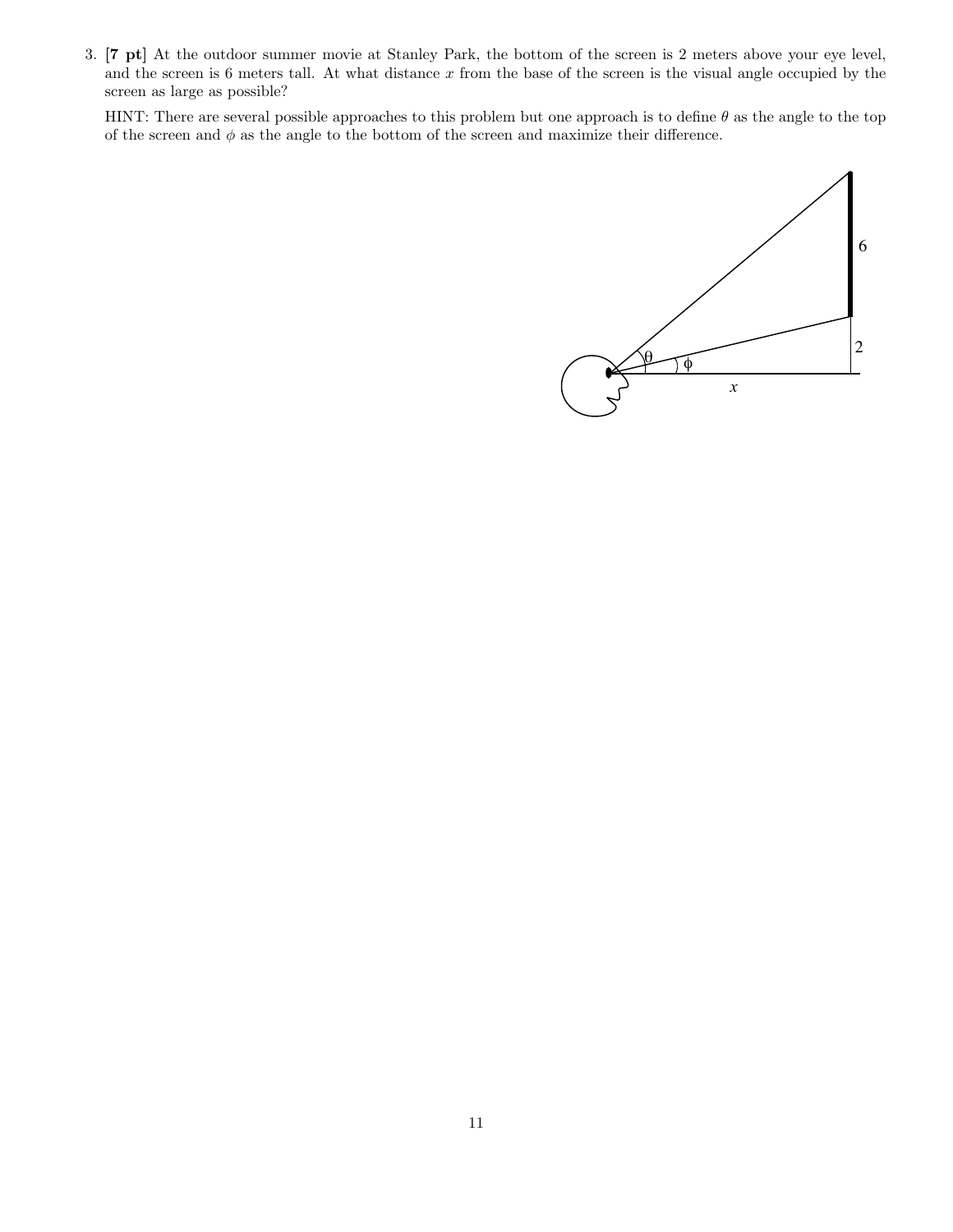3. **[7 pt]** At the outdoor summer movie at Stanley Park, the bottom of the screen is 2 meters above your eye level, and the screen is 6 meters tall. At what distance $x$ from the base of the screen is the visual angle occupied by the screen as large as possible?

   HINT: There are several possible approaches to this problem but one approach is to define $\theta$ as the angle to the top of the screen and $\phi$ as the angle to the bottom of the screen and maximize their difference.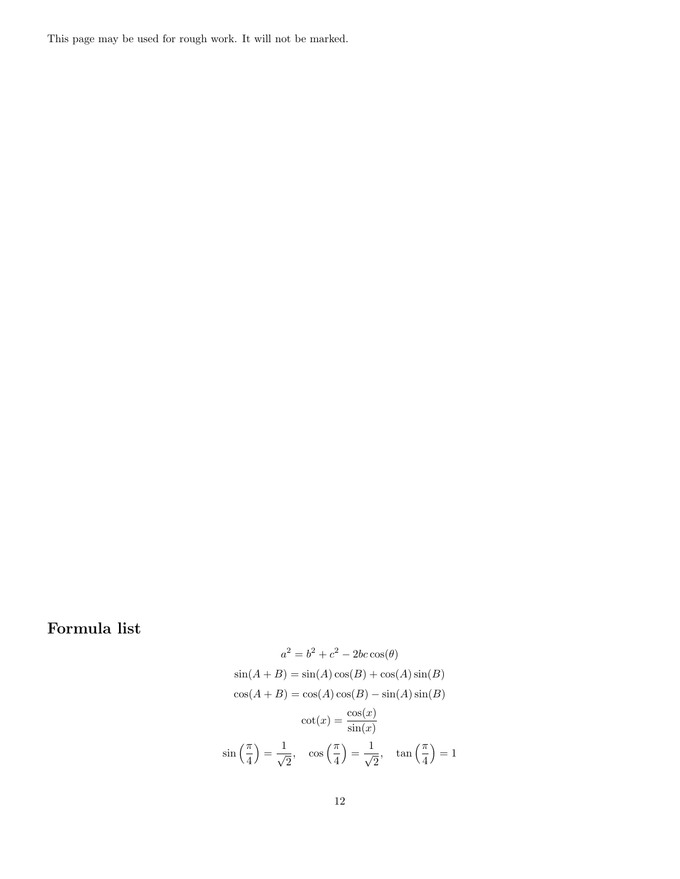This page may be used for rough work. It will not be marked.

## Formula list

$$a^2 = b^2 + c^2 - 2bc\cos(\theta)$$

$$\sin(A + B) = \sin(A)\cos(B) + \cos(A)\sin(B)$$

$$\cos(A + B) = \cos(A)\cos(B) - \sin(A)\sin(B)$$

$$\cot(x) = \frac{\cos(x)}{\sin(x)}$$

$$\sin\left(\frac{\pi}{4}\right) = \frac{1}{\sqrt{2}}, \quad \cos\left(\frac{\pi}{4}\right) = \frac{1}{\sqrt{2}}, \quad \tan\left(\frac{\pi}{4}\right) = 1$$